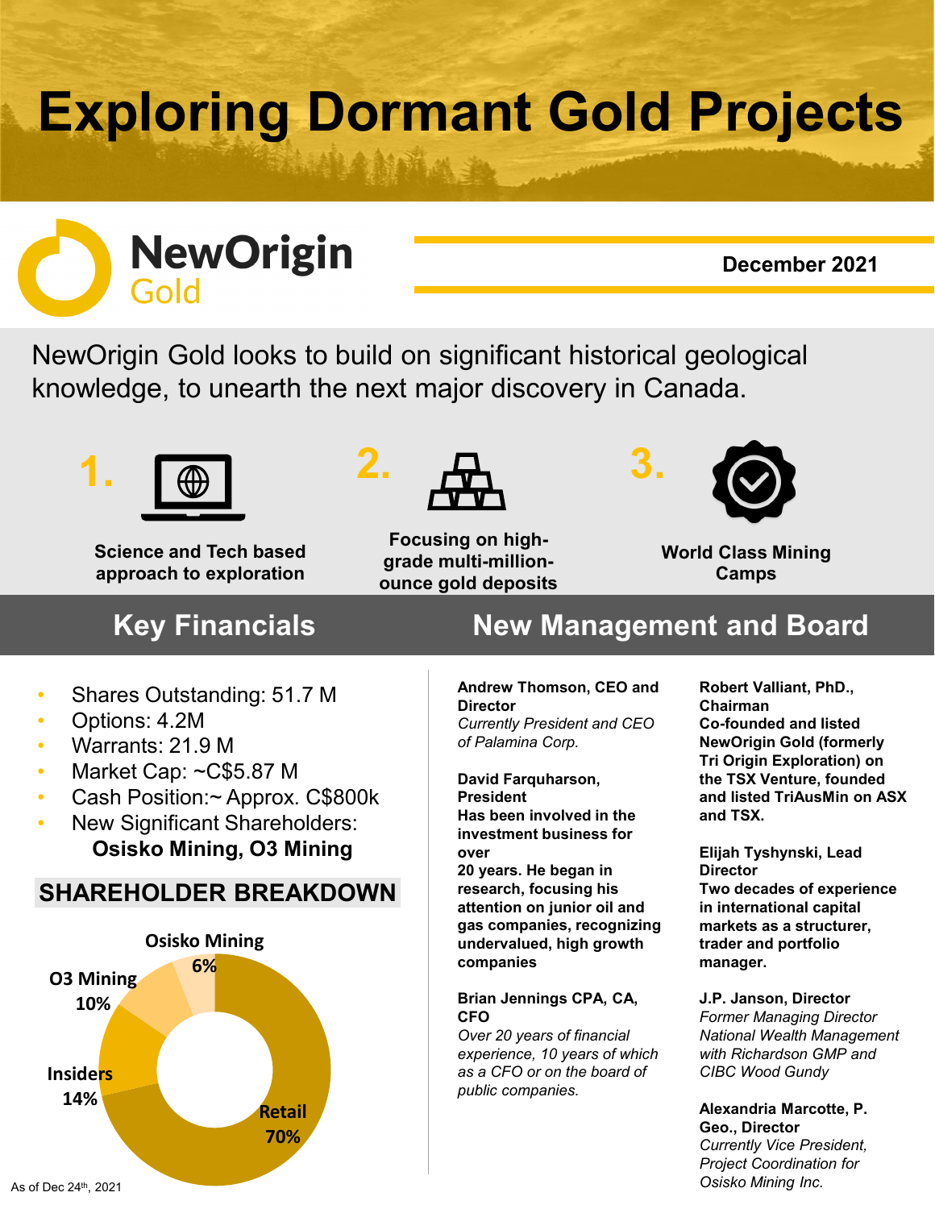# Exploring Dormant Gold Projects

**NewOrigin Gold**

**December 2021**

NewOrigin Gold looks to build on significant historical geological knowledge, to unearth the next major discovery in Canada.

1. **Science and Tech based approach to exploration**
2. **Focusing on high-grade multi-million-ounce gold deposits**
3. **World Class Mining Camps**

## Key Financials

- Shares Outstanding: 51.7 M
- Options: 4.2M
- Warrants: 21.9 M
- Market Cap: ~C$5.87 M
- Cash Position:~ Approx. C$800k
- New Significant Shareholders: **Osisko Mining, O3 Mining**

### SHAREHOLDER BREAKDOWN

| Shareholder | % |
| --- | --- |
| Retail | 70% |
| Insiders | 14% |
| O3 Mining | 10% |
| Osisko Mining | 6% |

As of Dec 24th, 2021

## New Management and Board

**Andrew Thomson, CEO and Director**
*Currently President and CEO of Palamina Corp.*

**David Farquharson, President**
**Has been involved in the investment business for over 20 years. He began in research, focusing his attention on junior oil and gas companies, recognizing undervalued, high growth companies**

**Brian Jennings CPA, CA, CFO**
*Over 20 years of financial experience, 10 years of which as a CFO or on the board of public companies.*

**Robert Valliant, PhD., Chairman**
**Co-founded and listed NewOrigin Gold (formerly Tri Origin Exploration) on the TSX Venture, founded and listed TriAusMin on ASX and TSX.**

**Elijah Tyshynski, Lead Director**
**Two decades of experience in international capital markets as a structurer, trader and portfolio manager.**

**J.P. Janson, Director**
*Former Managing Director National Wealth Management with Richardson GMP and CIBC Wood Gundy*

**Alexandria Marcotte, P. Geo., Director**
*Currently Vice President, Project Coordination for Osisko Mining Inc.*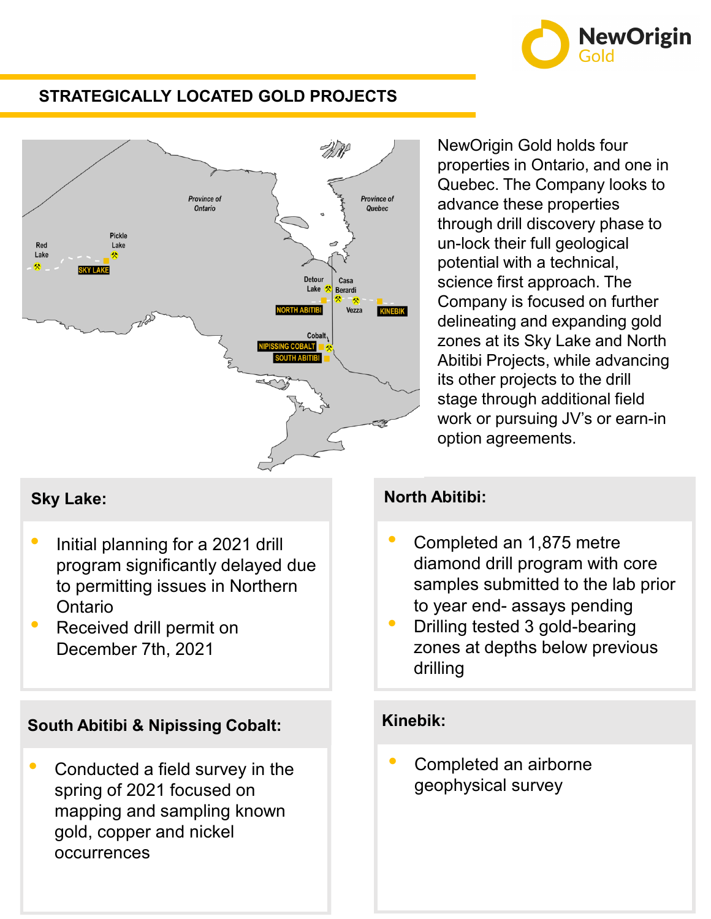NewOrigin Gold

## STRATEGICALLY LOCATED GOLD PROJECTS

Province of Ontario

Province of Quebec

Red Lake

Pickle Lake

SKY LAKE

Detour Lake

Casa Berardi

NORTH ABITIBI

Vezza

KINEBIK

Cobalt

NIPISSING COBALT

SOUTH ABITIBI

NewOrigin Gold holds four properties in Ontario, and one in Quebec. The Company looks to advance these properties through drill discovery phase to un-lock their full geological potential with a technical, science first approach. The Company is focused on further delineating and expanding gold zones at its Sky Lake and North Abitibi Projects, while advancing its other projects to the drill stage through additional field work or pursuing JV's or earn-in option agreements.

### Sky Lake:

- Initial planning for a 2021 drill program significantly delayed due to permitting issues in Northern Ontario
- Received drill permit on December 7th, 2021

### North Abitibi:

- Completed an 1,875 metre diamond drill program with core samples submitted to the lab prior to year end- assays pending
- Drilling tested 3 gold-bearing zones at depths below previous drilling

### South Abitibi & Nipissing Cobalt:

- Conducted a field survey in the spring of 2021 focused on mapping and sampling known gold, copper and nickel occurrences

### Kinebik:

- Completed an airborne geophysical survey